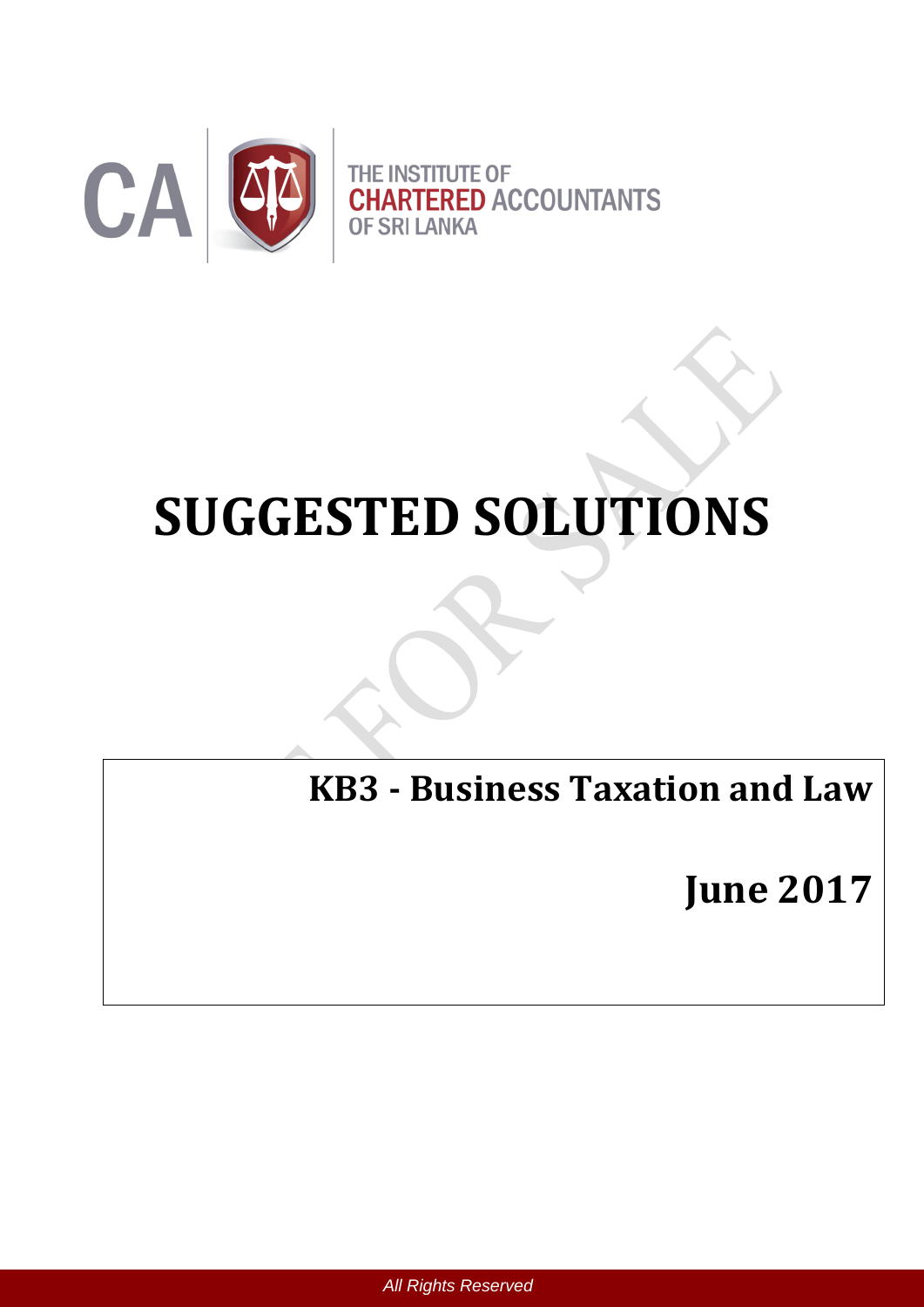THE INSTITUTE OF
**CHARTERED** ACCOUNTANTS
OF SRI LANKA

# SUGGESTED SOLUTIONS

## KB3 - Business Taxation and Law

## June 2017

*All Rights Reserved*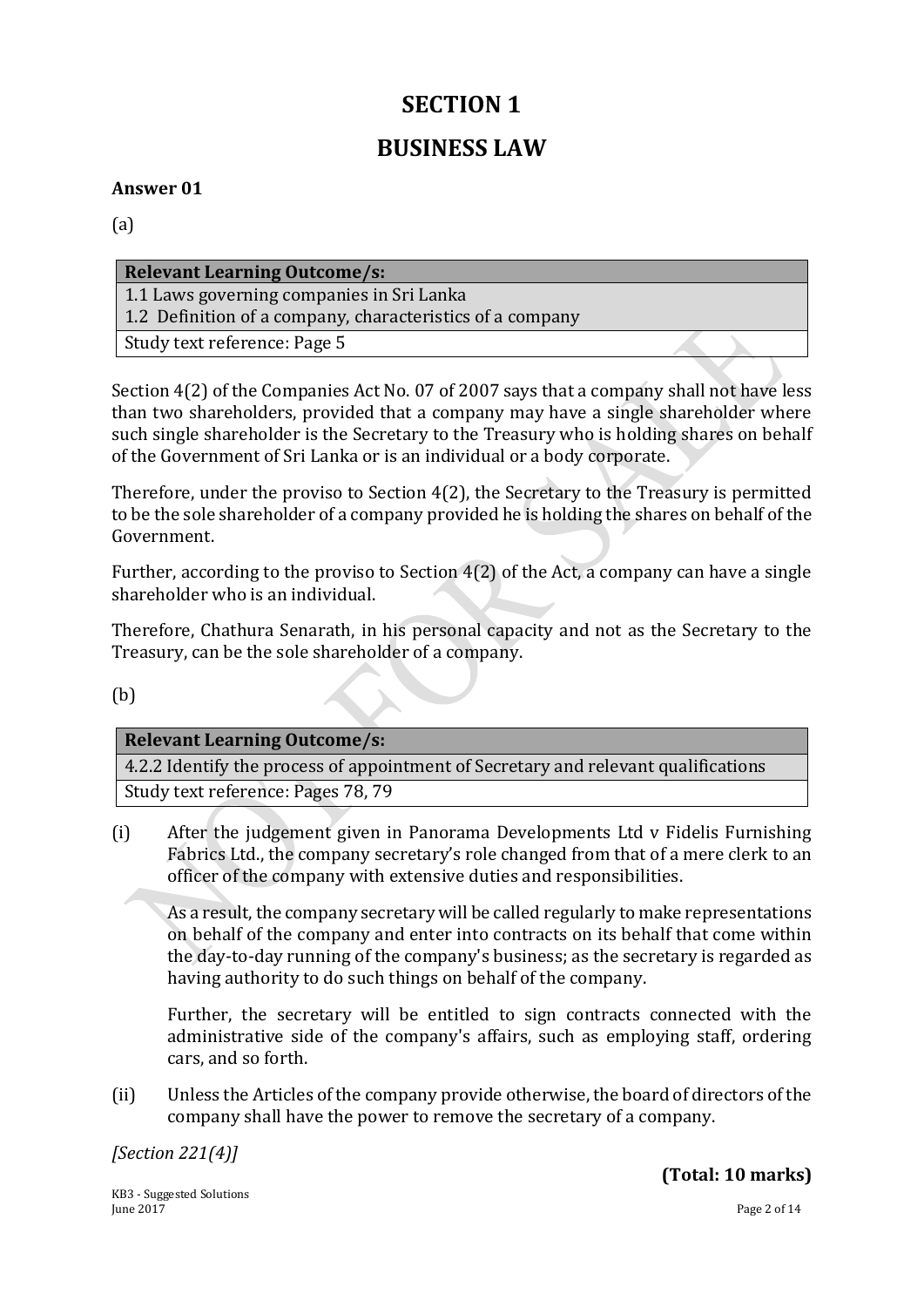# SECTION 1

# BUSINESS LAW

**Answer 01**

(a)

| **Relevant Learning Outcome/s:** |
|---|
| 1.1 Laws governing companies in Sri Lanka |
| 1.2 Definition of a company, characteristics of a company |
| Study text reference: Page 5 |

Section 4(2) of the Companies Act No. 07 of 2007 says that a company shall not have less than two shareholders, provided that a company may have a single shareholder where such single shareholder is the Secretary to the Treasury who is holding shares on behalf of the Government of Sri Lanka or is an individual or a body corporate.

Therefore, under the proviso to Section 4(2), the Secretary to the Treasury is permitted to be the sole shareholder of a company provided he is holding the shares on behalf of the Government.

Further, according to the proviso to Section 4(2) of the Act, a company can have a single shareholder who is an individual.

Therefore, Chathura Senarath, in his personal capacity and not as the Secretary to the Treasury, can be the sole shareholder of a company.

(b)

| **Relevant Learning Outcome/s:** |
|---|
| 4.2.2 Identify the process of appointment of Secretary and relevant qualifications |
| Study text reference: Pages 78, 79 |

(i) After the judgement given in Panorama Developments Ltd v Fidelis Furnishing Fabrics Ltd., the company secretary's role changed from that of a mere clerk to an officer of the company with extensive duties and responsibilities.

As a result, the company secretary will be called regularly to make representations on behalf of the company and enter into contracts on its behalf that come within the day-to-day running of the company's business; as the secretary is regarded as having authority to do such things on behalf of the company.

Further, the secretary will be entitled to sign contracts connected with the administrative side of the company's affairs, such as employing staff, ordering cars, and so forth.

(ii) Unless the Articles of the company provide otherwise, the board of directors of the company shall have the power to remove the secretary of a company.

*[Section 221(4)]*

**(Total: 10 marks)**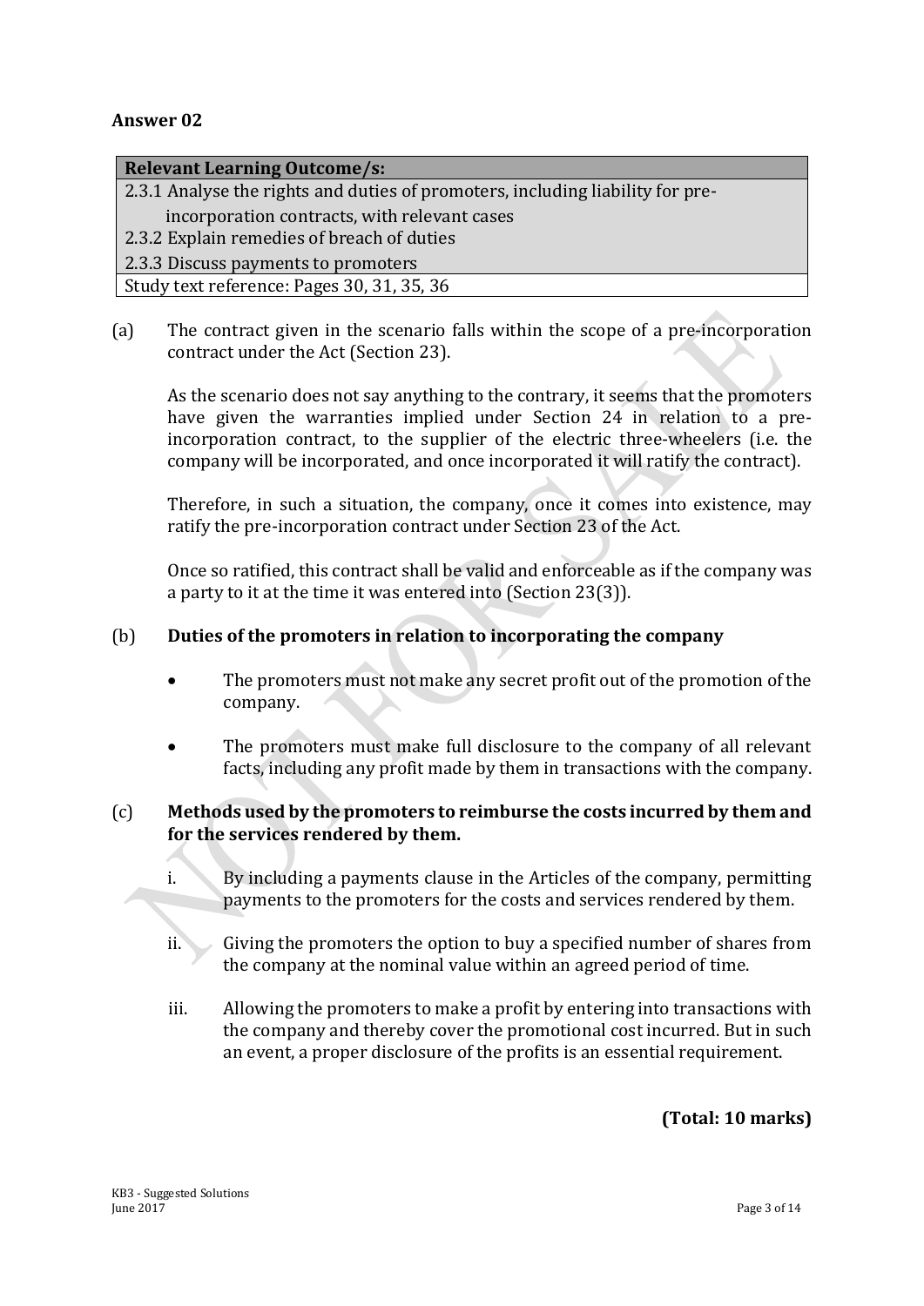## Answer 02

| Relevant Learning Outcome/s: |
|---|
| 2.3.1 Analyse the rights and duties of promoters, including liability for pre-incorporation contracts, with relevant cases |
| 2.3.2 Explain remedies of breach of duties |
| 2.3.3 Discuss payments to promoters |
| Study text reference: Pages 30, 31, 35, 36 |

(a) The contract given in the scenario falls within the scope of a pre-incorporation contract under the Act (Section 23).

As the scenario does not say anything to the contrary, it seems that the promoters have given the warranties implied under Section 24 in relation to a pre-incorporation contract, to the supplier of the electric three-wheelers (i.e. the company will be incorporated, and once incorporated it will ratify the contract).

Therefore, in such a situation, the company, once it comes into existence, may ratify the pre-incorporation contract under Section 23 of the Act.

Once so ratified, this contract shall be valid and enforceable as if the company was a party to it at the time it was entered into (Section 23(3)).

(b) **Duties of the promoters in relation to incorporating the company**

- The promoters must not make any secret profit out of the promotion of the company.
- The promoters must make full disclosure to the company of all relevant facts, including any profit made by them in transactions with the company.

(c) **Methods used by the promoters to reimburse the costs incurred by them and for the services rendered by them.**

i. By including a payments clause in the Articles of the company, permitting payments to the promoters for the costs and services rendered by them.

ii. Giving the promoters the option to buy a specified number of shares from the company at the nominal value within an agreed period of time.

iii. Allowing the promoters to make a profit by entering into transactions with the company and thereby cover the promotional cost incurred. But in such an event, a proper disclosure of the profits is an essential requirement.

**(Total: 10 marks)**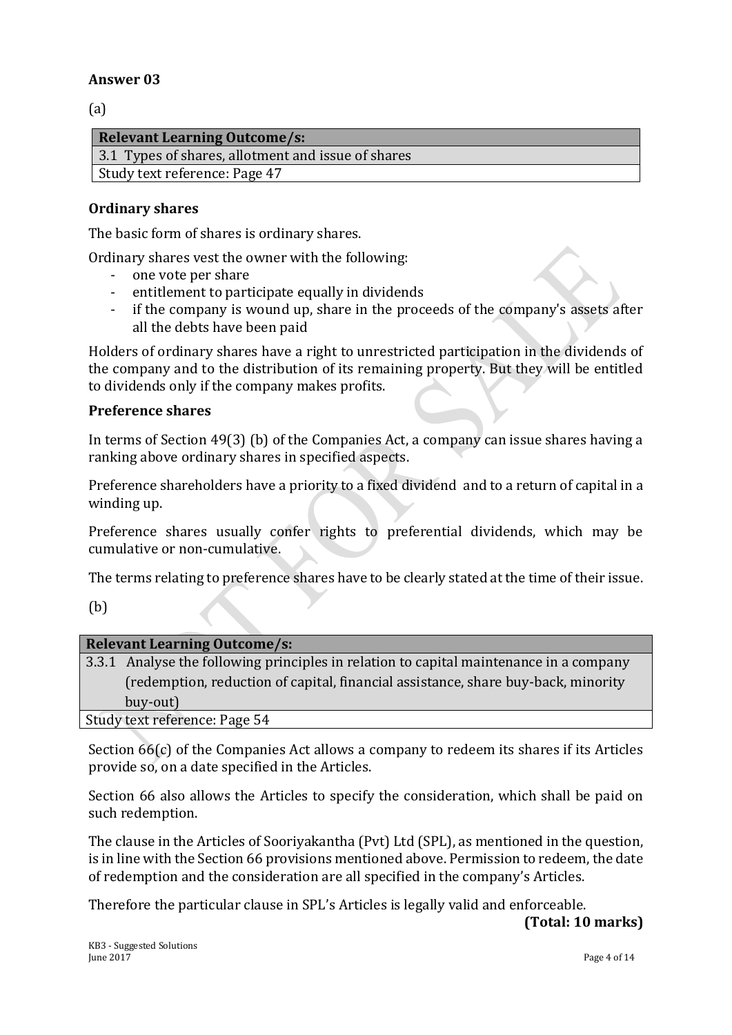**Answer 03**

(a)

| Relevant Learning Outcome/s: |
|---|
| 3.1 Types of shares, allotment and issue of shares |
| Study text reference: Page 47 |

**Ordinary shares**

The basic form of shares is ordinary shares.

Ordinary shares vest the owner with the following:

- one vote per share
- entitlement to participate equally in dividends
- if the company is wound up, share in the proceeds of the company's assets after all the debts have been paid

Holders of ordinary shares have a right to unrestricted participation in the dividends of the company and to the distribution of its remaining property. But they will be entitled to dividends only if the company makes profits.

**Preference shares**

In terms of Section 49(3) (b) of the Companies Act, a company can issue shares having a ranking above ordinary shares in specified aspects.

Preference shareholders have a priority to a fixed dividend and to a return of capital in a winding up.

Preference shares usually confer rights to preferential dividends, which may be cumulative or non-cumulative.

The terms relating to preference shares have to be clearly stated at the time of their issue.

(b)

| Relevant Learning Outcome/s: |
|---|
| 3.3.1 Analyse the following principles in relation to capital maintenance in a company (redemption, reduction of capital, financial assistance, share buy-back, minority buy-out) |
| Study text reference: Page 54 |

Section 66(c) of the Companies Act allows a company to redeem its shares if its Articles provide so, on a date specified in the Articles.

Section 66 also allows the Articles to specify the consideration, which shall be paid on such redemption.

The clause in the Articles of Sooriyakantha (Pvt) Ltd (SPL), as mentioned in the question, is in line with the Section 66 provisions mentioned above. Permission to redeem, the date of redemption and the consideration are all specified in the company's Articles.

Therefore the particular clause in SPL's Articles is legally valid and enforceable.

**(Total: 10 marks)**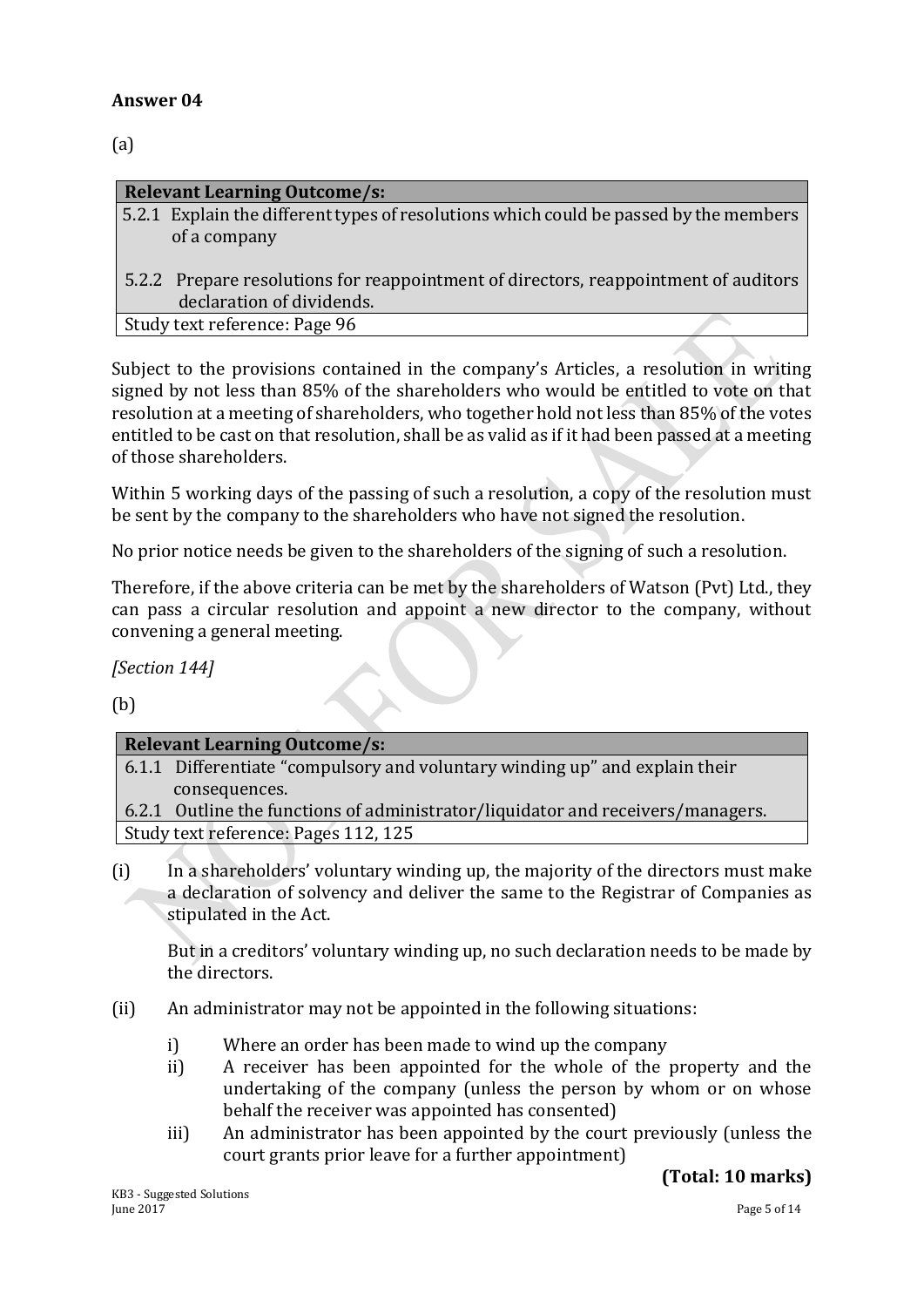**Answer 04**

(a)

| Relevant Learning Outcome/s: |
|---|
| 5.2.1 Explain the different types of resolutions which could be passed by the members of a company<br><br>5.2.2 Prepare resolutions for reappointment of directors, reappointment of auditors declaration of dividends. |
| Study text reference: Page 96 |

Subject to the provisions contained in the company's Articles, a resolution in writing signed by not less than 85% of the shareholders who would be entitled to vote on that resolution at a meeting of shareholders, who together hold not less than 85% of the votes entitled to be cast on that resolution, shall be as valid as if it had been passed at a meeting of those shareholders.

Within 5 working days of the passing of such a resolution, a copy of the resolution must be sent by the company to the shareholders who have not signed the resolution.

No prior notice needs be given to the shareholders of the signing of such a resolution.

Therefore, if the above criteria can be met by the shareholders of Watson (Pvt) Ltd., they can pass a circular resolution and appoint a new director to the company, without convening a general meeting.

*[Section 144]*

(b)

| Relevant Learning Outcome/s: |
|---|
| 6.1.1 Differentiate "compulsory and voluntary winding up" and explain their consequences. |
| 6.2.1 Outline the functions of administrator/liquidator and receivers/managers. |
| Study text reference: Pages 112, 125 |

(i) In a shareholders' voluntary winding up, the majority of the directors must make a declaration of solvency and deliver the same to the Registrar of Companies as stipulated in the Act.

But in a creditors' voluntary winding up, no such declaration needs to be made by the directors.

(ii) An administrator may not be appointed in the following situations:

i) Where an order has been made to wind up the company
ii) A receiver has been appointed for the whole of the property and the undertaking of the company (unless the person by whom or on whose behalf the receiver was appointed has consented)
iii) An administrator has been appointed by the court previously (unless the court grants prior leave for a further appointment)

**(Total: 10 marks)**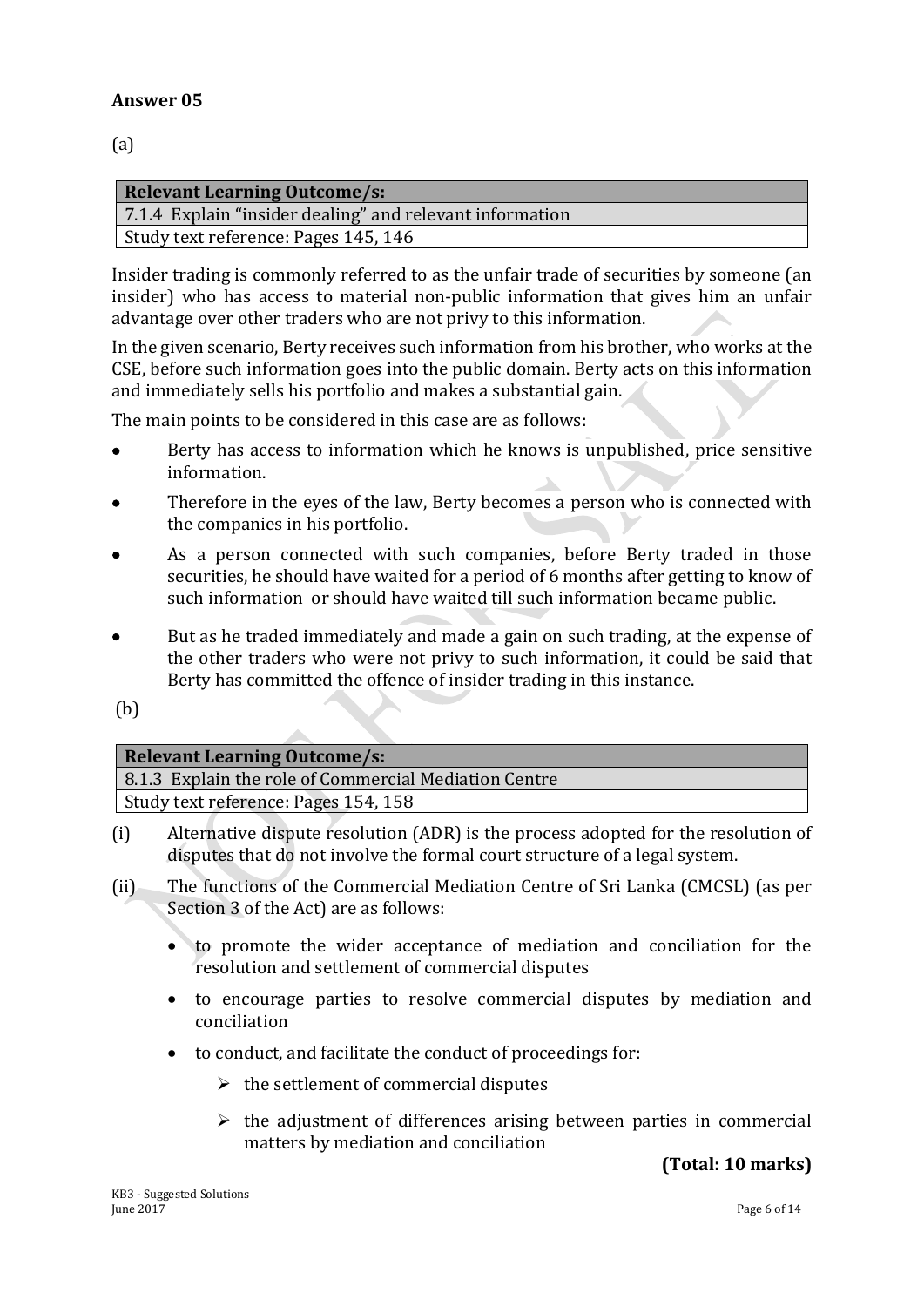## Answer 05

(a)

| Relevant Learning Outcome/s: |
|---|
| 7.1.4 Explain "insider dealing" and relevant information |
| Study text reference: Pages 145, 146 |

Insider trading is commonly referred to as the unfair trade of securities by someone (an insider) who has access to material non-public information that gives him an unfair advantage over other traders who are not privy to this information.

In the given scenario, Berty receives such information from his brother, who works at the CSE, before such information goes into the public domain. Berty acts on this information and immediately sells his portfolio and makes a substantial gain.

The main points to be considered in this case are as follows:

- Berty has access to information which he knows is unpublished, price sensitive information.
- Therefore in the eyes of the law, Berty becomes a person who is connected with the companies in his portfolio.
- As a person connected with such companies, before Berty traded in those securities, he should have waited for a period of 6 months after getting to know of such information or should have waited till such information became public.
- But as he traded immediately and made a gain on such trading, at the expense of the other traders who were not privy to such information, it could be said that Berty has committed the offence of insider trading in this instance.

(b)

| Relevant Learning Outcome/s: |
|---|
| 8.1.3 Explain the role of Commercial Mediation Centre |
| Study text reference: Pages 154, 158 |

(i) Alternative dispute resolution (ADR) is the process adopted for the resolution of disputes that do not involve the formal court structure of a legal system.

(ii) The functions of the Commercial Mediation Centre of Sri Lanka (CMCSL) (as per Section 3 of the Act) are as follows:

- to promote the wider acceptance of mediation and conciliation for the resolution and settlement of commercial disputes
- to encourage parties to resolve commercial disputes by mediation and conciliation
- to conduct, and facilitate the conduct of proceedings for:
  - the settlement of commercial disputes
  - the adjustment of differences arising between parties in commercial matters by mediation and conciliation

**(Total: 10 marks)**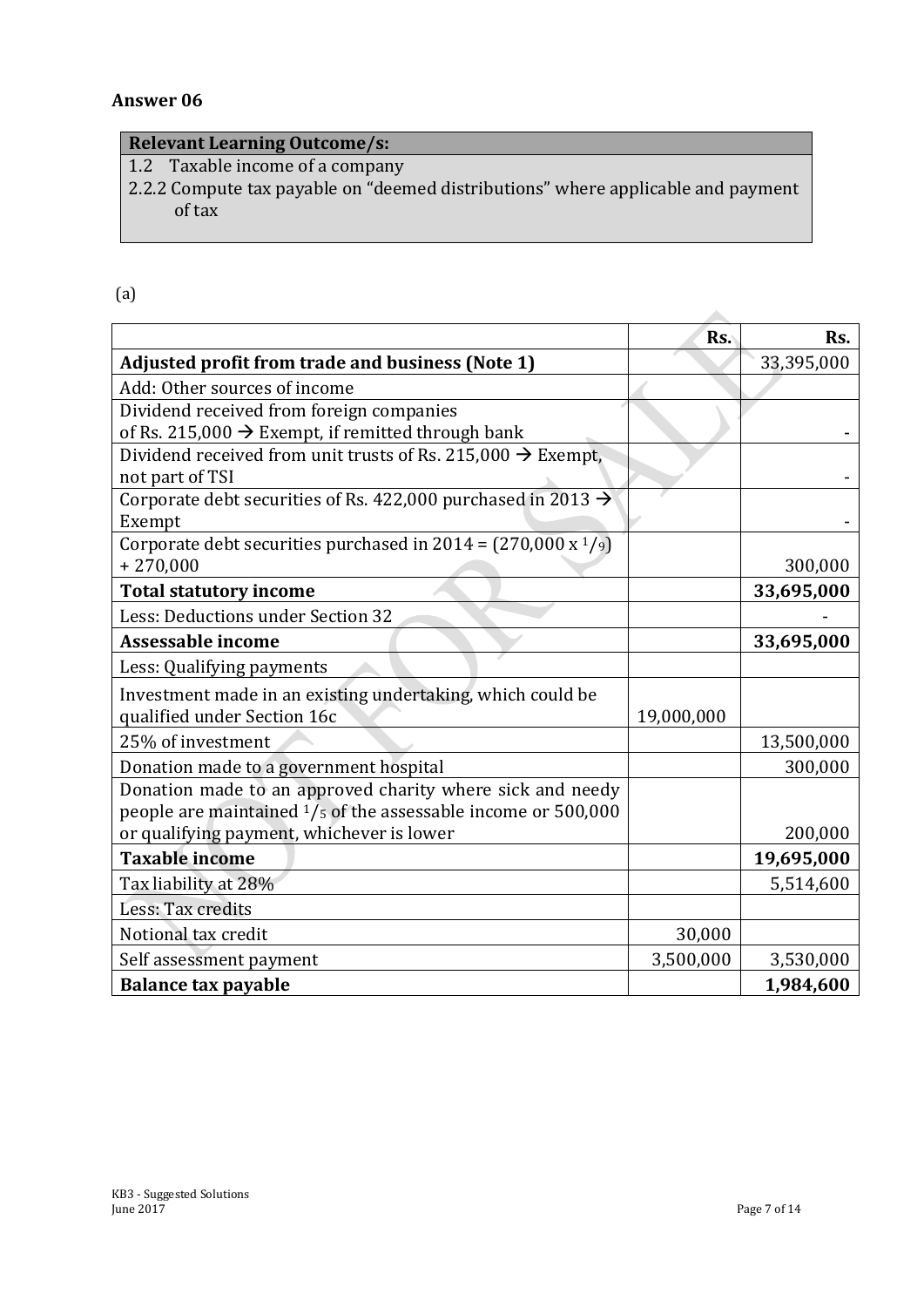## Answer 06

| Relevant Learning Outcome/s: |
|---|
| 1.2 Taxable income of a company |
| 2.2.2 Compute tax payable on "deemed distributions" where applicable and payment of tax |

(a)

| | Rs. | Rs. |
|---|---|---|
| **Adjusted profit from trade and business (Note 1)** | | 33,395,000 |
| Add: Other sources of income | | |
| Dividend received from foreign companies of Rs. 215,000 → Exempt, if remitted through bank | | - |
| Dividend received from unit trusts of Rs. 215,000 → Exempt, not part of TSI | | - |
| Corporate debt securities of Rs. 422,000 purchased in 2013 → Exempt | | - |
| Corporate debt securities purchased in 2014 = (270,000 x $^1/_9$) + 270,000 | | 300,000 |
| **Total statutory income** | | **33,695,000** |
| Less: Deductions under Section 32 | | - |
| **Assessable income** | | **33,695,000** |
| Less: Qualifying payments | | |
| Investment made in an existing undertaking, which could be qualified under Section 16c | 19,000,000 | |
| 25% of investment | | 13,500,000 |
| Donation made to a government hospital | | 300,000 |
| Donation made to an approved charity where sick and needy people are maintained $^1/_5$ of the assessable income or 500,000 or qualifying payment, whichever is lower | | 200,000 |
| **Taxable income** | | **19,695,000** |
| Tax liability at 28% | | 5,514,600 |
| Less: Tax credits | | |
| Notional tax credit | 30,000 | |
| Self assessment payment | 3,500,000 | 3,530,000 |
| **Balance tax payable** | | **1,984,600** |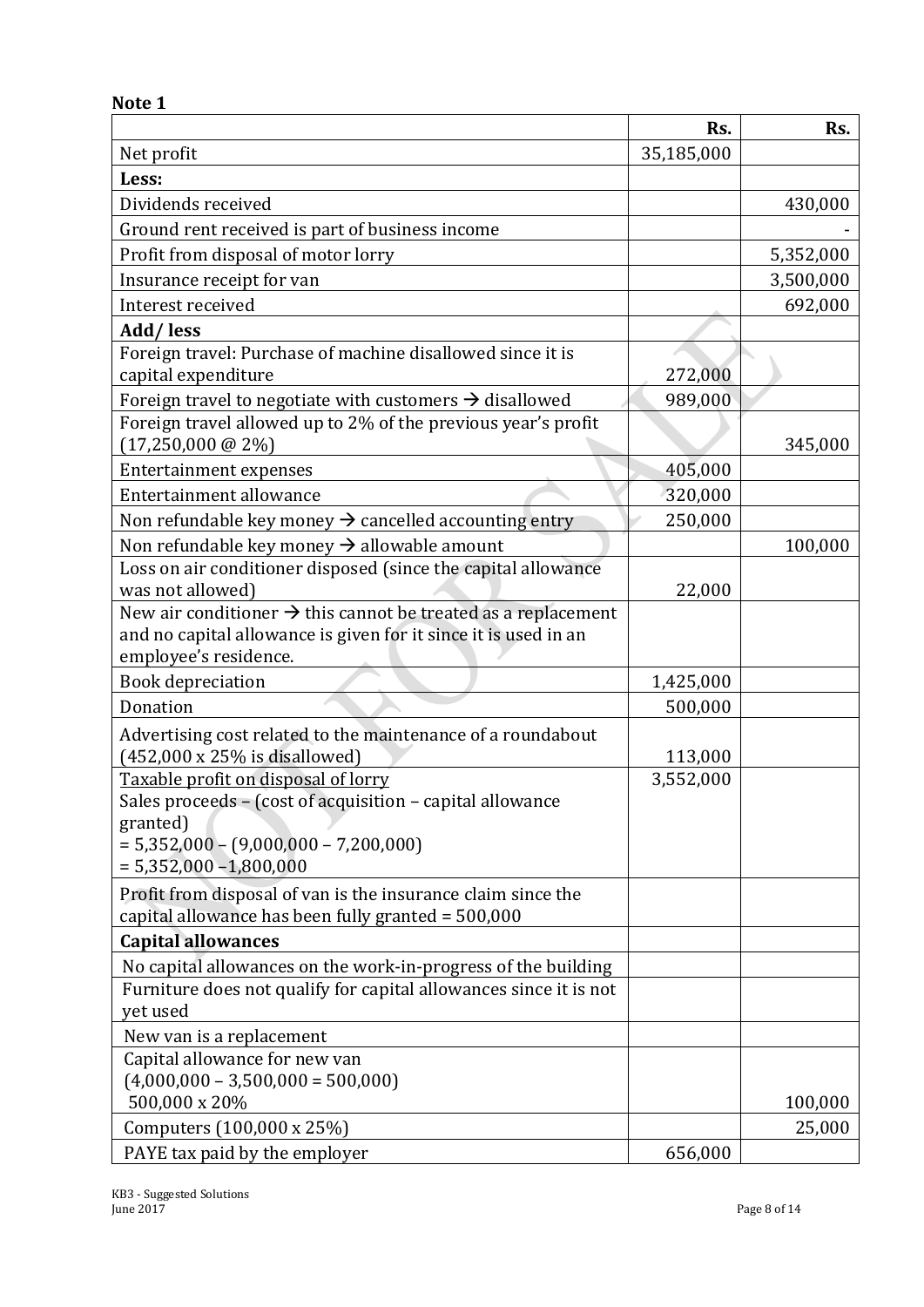**Note 1**

| | Rs. | Rs. |
|---|---|---|
| Net profit | 35,185,000 | |
| **Less:** | | |
| Dividends received | | 430,000 |
| Ground rent received is part of business income | | - |
| Profit from disposal of motor lorry | | 5,352,000 |
| Insurance receipt for van | | 3,500,000 |
| Interest received | | 692,000 |
| **Add/ less** | | |
| Foreign travel: Purchase of machine disallowed since it is capital expenditure | 272,000 | |
| Foreign travel to negotiate with customers → disallowed | 989,000 | |
| Foreign travel allowed up to 2% of the previous year's profit (17,250,000 @ 2%) | | 345,000 |
| Entertainment expenses | 405,000 | |
| Entertainment allowance | 320,000 | |
| Non refundable key money → cancelled accounting entry | 250,000 | |
| Non refundable key money → allowable amount | | 100,000 |
| Loss on air conditioner disposed (since the capital allowance was not allowed) | 22,000 | |
| New air conditioner → this cannot be treated as a replacement and no capital allowance is given for it since it is used in an employee's residence. | | |
| Book depreciation | 1,425,000 | |
| Donation | 500,000 | |
| Advertising cost related to the maintenance of a roundabout (452,000 x 25% is disallowed) | 113,000 | |
| Taxable profit on disposal of lorry<br>Sales proceeds – (cost of acquisition – capital allowance granted)<br>= 5,352,000 – (9,000,000 – 7,200,000)<br>= 5,352,000 –1,800,000 | 3,552,000 | |
| Profit from disposal of van is the insurance claim since the capital allowance has been fully granted = 500,000 | | |
| **Capital allowances** | | |
| No capital allowances on the work-in-progress of the building | | |
| Furniture does not qualify for capital allowances since it is not yet used | | |
| New van is a replacement | | |
| Capital allowance for new van<br>(4,000,000 – 3,500,000 = 500,000)<br>500,000 x 20% | | 100,000 |
| Computers (100,000 x 25%) | | 25,000 |
| PAYE tax paid by the employer | 656,000 | |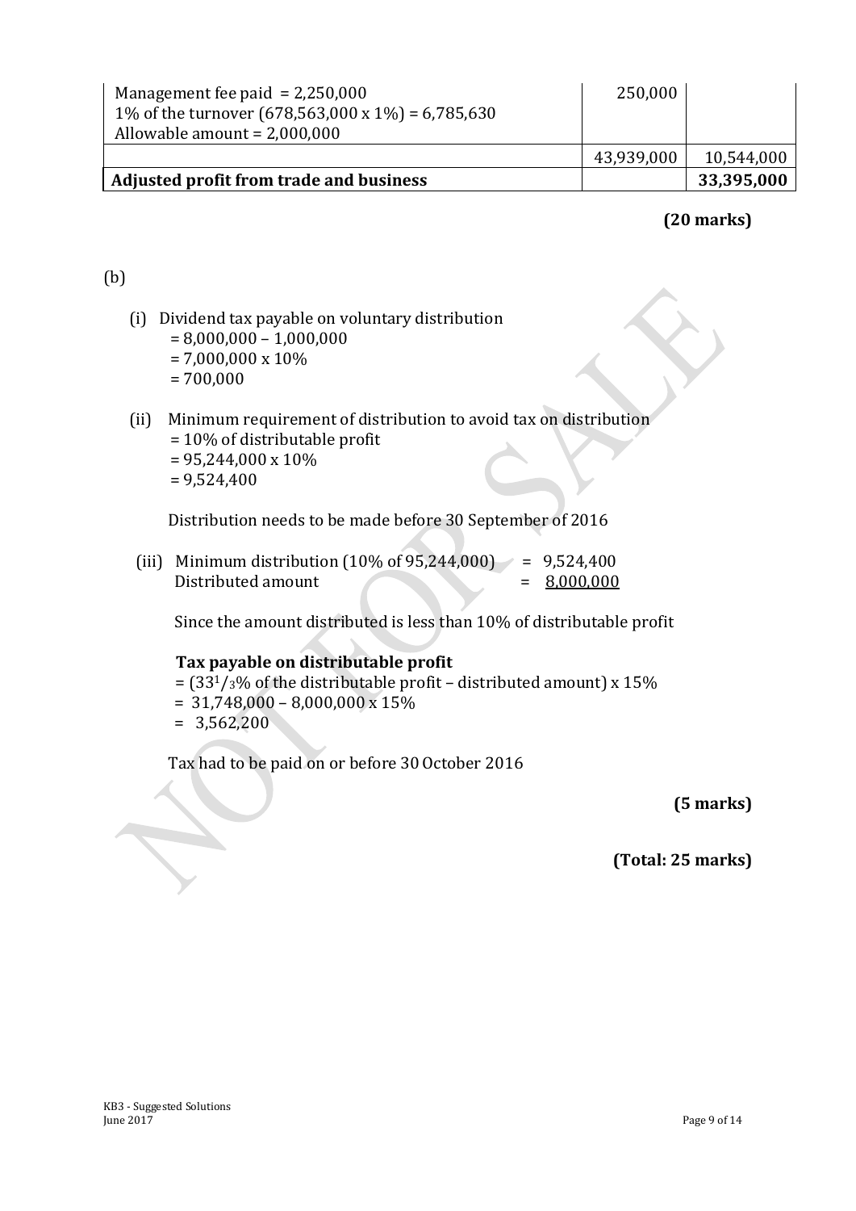| | | |
|---|---|---|
| Management fee paid = 2,250,000<br>1% of the turnover (678,563,000 x 1%) = 6,785,630<br>Allowable amount = 2,000,000 | 250,000 | |
| | 43,939,000 | 10,544,000 |
| **Adjusted profit from trade and business** | | **33,395,000** |

**(20 marks)**

(b)

(i) Dividend tax payable on voluntary distribution
= 8,000,000 – 1,000,000
= 7,000,000 x 10%
= 700,000

(ii) Minimum requirement of distribution to avoid tax on distribution
= 10% of distributable profit
= 95,244,000 x 10%
= 9,524,400

Distribution needs to be made before 30 September of 2016

(iii) Minimum distribution (10% of 95,244,000) = 9,524,400
Distributed amount = <u>8,000,000</u>

Since the amount distributed is less than 10% of distributable profit

**Tax payable on distributable profit**
= ($33^1/_3$% of the distributable profit – distributed amount) x 15%
= 31,748,000 – 8,000,000 x 15%
= 3,562,200

Tax had to be paid on or before 30 October 2016

**(5 marks)**

**(Total: 25 marks)**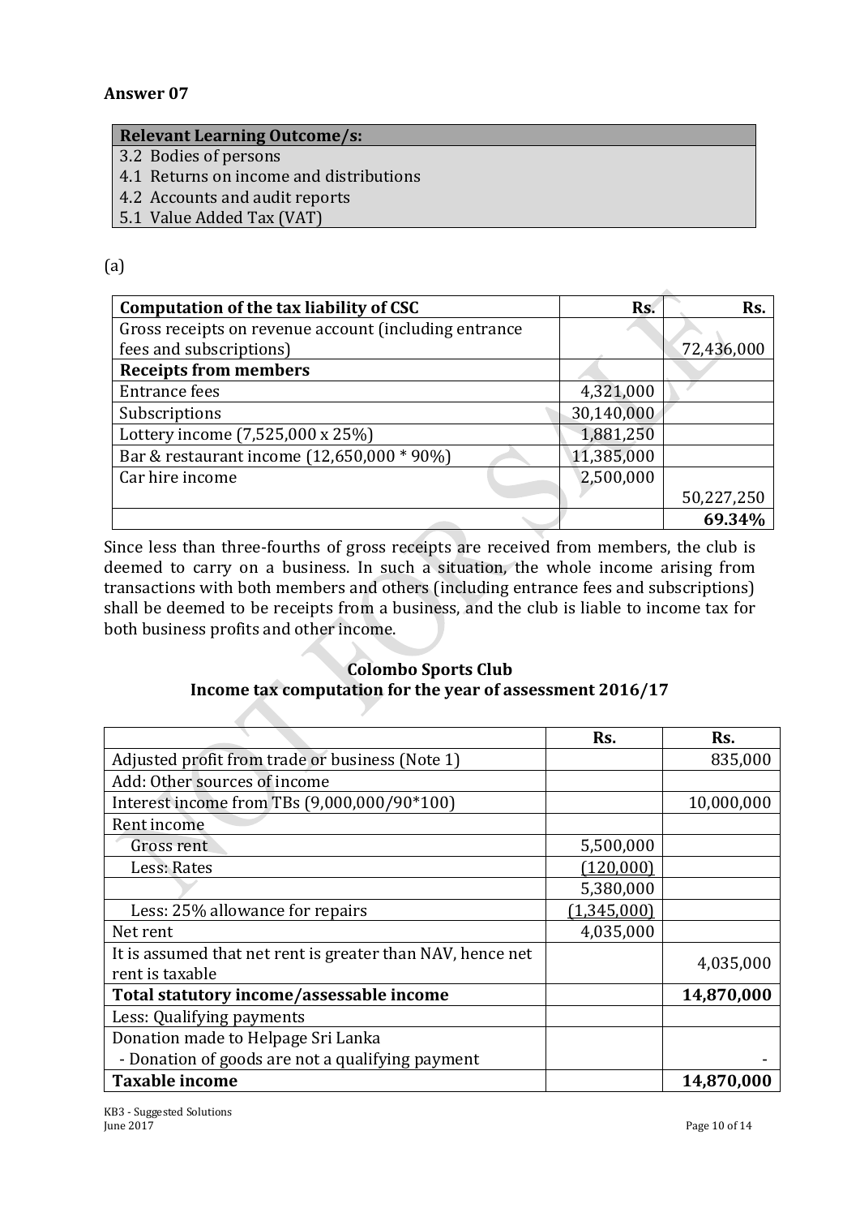**Answer 07**

| Relevant Learning Outcome/s: |
|---|
| 3.2 Bodies of persons |
| 4.1 Returns on income and distributions |
| 4.2 Accounts and audit reports |
| 5.1 Value Added Tax (VAT) |

(a)

| Computation of the tax liability of CSC | Rs. | Rs. |
|---|---|---|
| Gross receipts on revenue account (including entrance fees and subscriptions) | | 72,436,000 |
| **Receipts from members** | | |
| Entrance fees | 4,321,000 | |
| Subscriptions | 30,140,000 | |
| Lottery income (7,525,000 x 25%) | 1,881,250 | |
| Bar & restaurant income (12,650,000 * 90%) | 11,385,000 | |
| Car hire income | 2,500,000 | 50,227,250 |
| | | **69.34%** |

Since less than three-fourths of gross receipts are received from members, the club is deemed to carry on a business. In such a situation, the whole income arising from transactions with both members and others (including entrance fees and subscriptions) shall be deemed to be receipts from a business, and the club is liable to income tax for both business profits and other income.

**Colombo Sports Club**
**Income tax computation for the year of assessment 2016/17**

| | Rs. | Rs. |
|---|---|---|
| Adjusted profit from trade or business (Note 1) | | 835,000 |
| Add: Other sources of income | | |
| Interest income from TBs (9,000,000/90*100) | | 10,000,000 |
| Rent income | | |
| Gross rent | 5,500,000 | |
| Less: Rates | (120,000) | |
| | 5,380,000 | |
| Less: 25% allowance for repairs | (1,345,000) | |
| Net rent | 4,035,000 | |
| It is assumed that net rent is greater than NAV, hence net rent is taxable | | 4,035,000 |
| **Total statutory income/assessable income** | | **14,870,000** |
| Less: Qualifying payments | | |
| Donation made to Helpage Sri Lanka<br>- Donation of goods are not a qualifying payment | | - |
| **Taxable income** | | **14,870,000** |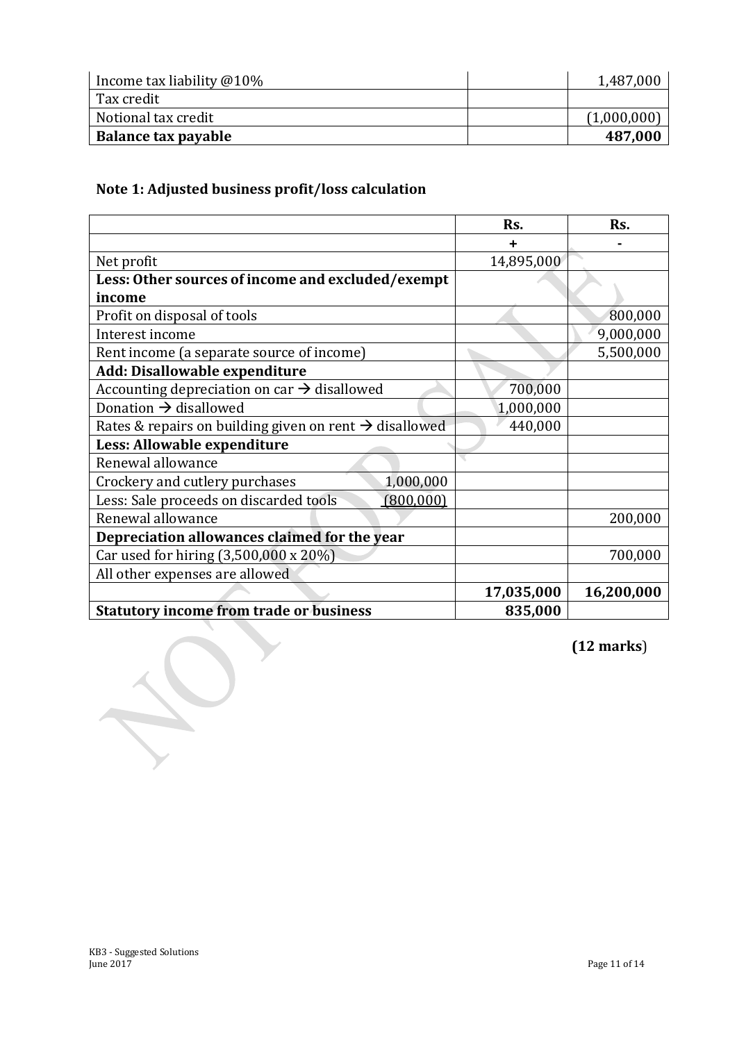| | | |
|---|---|---|
| Income tax liability @10% | | 1,487,000 |
| Tax credit | | |
| Notional tax credit | | (1,000,000) |
| **Balance tax payable** | | **487,000** |

### Note 1: Adjusted business profit/loss calculation

| | Rs. | Rs. |
|---|---|---|
| | + | - |
| Net profit | 14,895,000 | |
| **Less: Other sources of income and excluded/exempt income** | | |
| Profit on disposal of tools | | 800,000 |
| Interest income | | 9,000,000 |
| Rent income (a separate source of income) | | 5,500,000 |
| **Add: Disallowable expenditure** | | |
| Accounting depreciation on car → disallowed | 700,000 | |
| Donation → disallowed | 1,000,000 | |
| Rates & repairs on building given on rent → disallowed | 440,000 | |
| **Less: Allowable expenditure** | | |
| Renewal allowance | | |
| Crockery and cutlery purchases 1,000,000 | | |
| Less: Sale proceeds on discarded tools (800,000) | | |
| Renewal allowance | | 200,000 |
| **Depreciation allowances claimed for the year** | | |
| Car used for hiring (3,500,000 x 20%) | | 700,000 |
| All other expenses are allowed | | |
| | **17,035,000** | **16,200,000** |
| **Statutory income from trade or business** | **835,000** | |

**(12 marks)**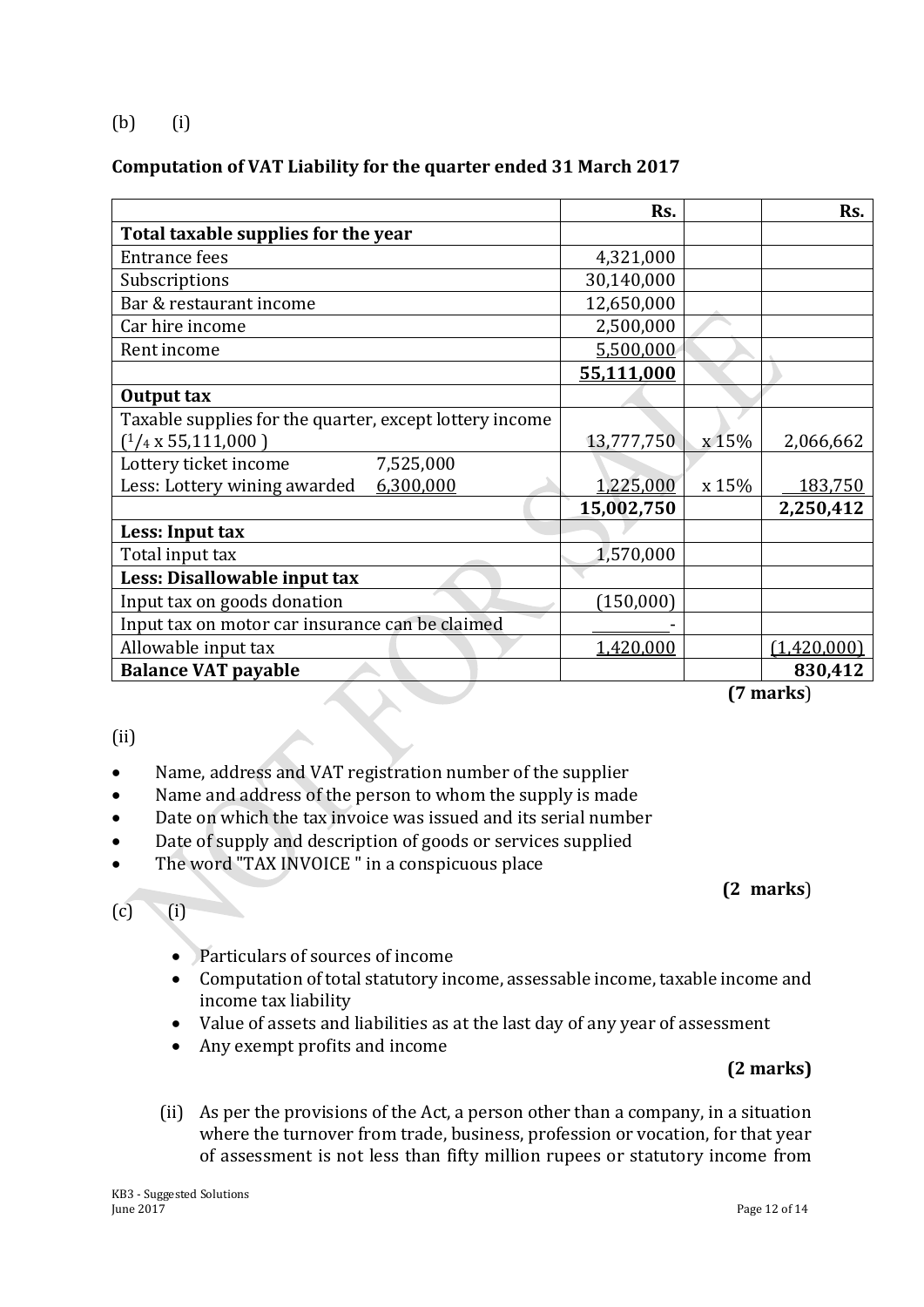(b) (i)

**Computation of VAT Liability for the quarter ended 31 March 2017**

| | Rs. | | Rs. |
|---|---|---|---|
| **Total taxable supplies for the year** | | | |
| Entrance fees | 4,321,000 | | |
| Subscriptions | 30,140,000 | | |
| Bar & restaurant income | 12,650,000 | | |
| Car hire income | 2,500,000 | | |
| Rent income | 5,500,000 | | |
| | **55,111,000** | | |
| **Output tax** | | | |
| Taxable supplies for the quarter, except lottery income ($^1/_4$ x 55,111,000 ) | 13,777,750 | x 15% | 2,066,662 |
| Lottery ticket income 7,525,000<br>Less: Lottery wining awarded 6,300,000 | 1,225,000 | x 15% | 183,750 |
| | **15,002,750** | | **2,250,412** |
| **Less: Input tax** | | | |
| Total input tax | 1,570,000 | | |
| **Less: Disallowable input tax** | | | |
| Input tax on goods donation | (150,000) | | |
| Input tax on motor car insurance can be claimed | - | | |
| Allowable input tax | 1,420,000 | | (1,420,000) |
| **Balance VAT payable** | | | **830,412** |

**(7 marks)**

(ii)

- Name, address and VAT registration number of the supplier
- Name and address of the person to whom the supply is made
- Date on which the tax invoice was issued and its serial number
- Date of supply and description of goods or services supplied
- The word "TAX INVOICE " in a conspicuous place

**(2 marks)**

(c) (i)

- Particulars of sources of income
- Computation of total statutory income, assessable income, taxable income and income tax liability
- Value of assets and liabilities as at the last day of any year of assessment
- Any exempt profits and income

**(2 marks)**

(ii) As per the provisions of the Act, a person other than a company, in a situation where the turnover from trade, business, profession or vocation, for that year of assessment is not less than fifty million rupees or statutory income from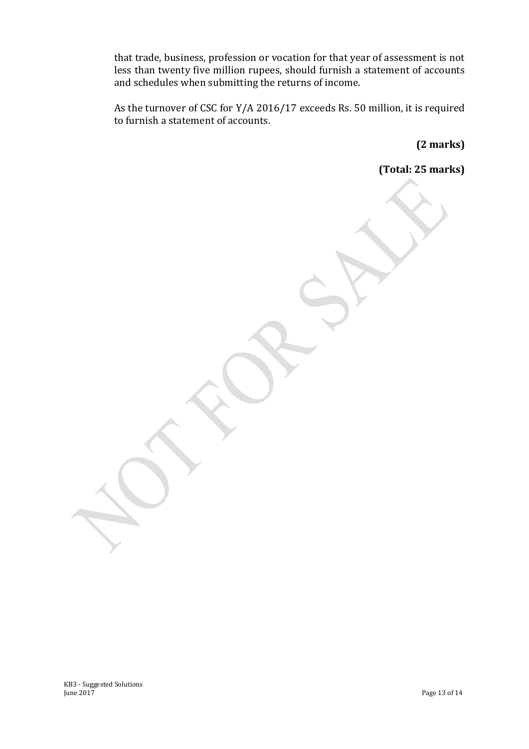that trade, business, profession or vocation for that year of assessment is not less than twenty five million rupees, should furnish a statement of accounts and schedules when submitting the returns of income.

As the turnover of CSC for Y/A 2016/17 exceeds Rs. 50 million, it is required to furnish a statement of accounts.

**(2 marks)**

**(Total: 25 marks)**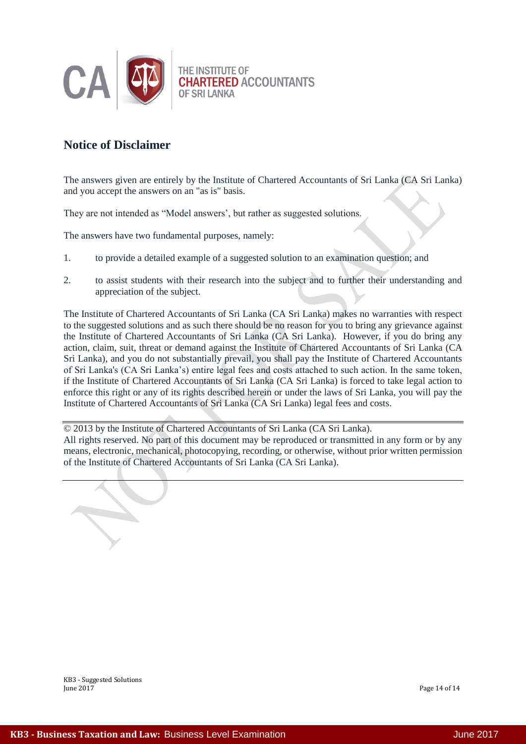# Notice of Disclaimer

The answers given are entirely by the Institute of Chartered Accountants of Sri Lanka (CA Sri Lanka) and you accept the answers on an "as is" basis.

They are not intended as "Model answers', but rather as suggested solutions.

The answers have two fundamental purposes, namely:

1. to provide a detailed example of a suggested solution to an examination question; and
2. to assist students with their research into the subject and to further their understanding and appreciation of the subject.

The Institute of Chartered Accountants of Sri Lanka (CA Sri Lanka) makes no warranties with respect to the suggested solutions and as such there should be no reason for you to bring any grievance against the Institute of Chartered Accountants of Sri Lanka (CA Sri Lanka). However, if you do bring any action, claim, suit, threat or demand against the Institute of Chartered Accountants of Sri Lanka (CA Sri Lanka), and you do not substantially prevail, you shall pay the Institute of Chartered Accountants of Sri Lanka's (CA Sri Lanka's) entire legal fees and costs attached to such action. In the same token, if the Institute of Chartered Accountants of Sri Lanka (CA Sri Lanka) is forced to take legal action to enforce this right or any of its rights described herein or under the laws of Sri Lanka, you will pay the Institute of Chartered Accountants of Sri Lanka (CA Sri Lanka) legal fees and costs.

---

© 2013 by the Institute of Chartered Accountants of Sri Lanka (CA Sri Lanka).
All rights reserved. No part of this document may be reproduced or transmitted in any form or by any means, electronic, mechanical, photocopying, recording, or otherwise, without prior written permission of the Institute of Chartered Accountants of Sri Lanka (CA Sri Lanka).

---